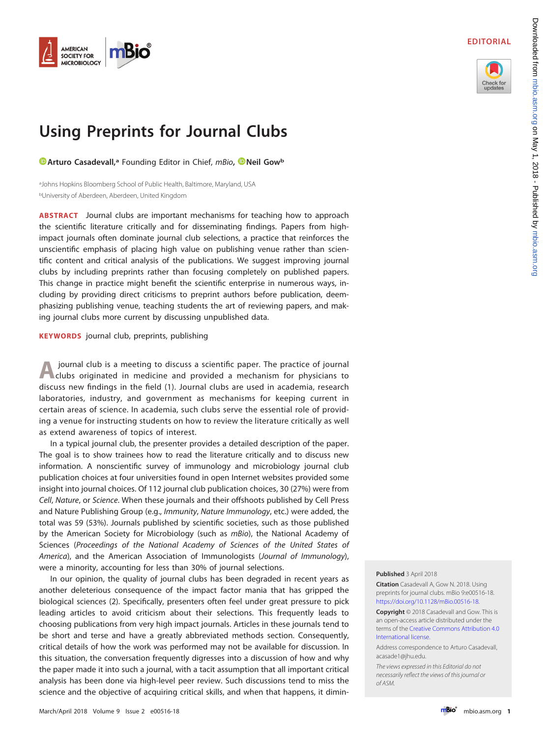EDITORIAL

# Using Preprints for Journal Clubs

Arturo Casadevall,[a] Founding Editor in Chief, *mBio*, Neil Gow[b]

[a]Johns Hopkins Bloomberg School of Public Health, Baltimore, Maryland, USA
[b]University of Aberdeen, Aberdeen, United Kingdom

**ABSTRACT** Journal clubs are important mechanisms for teaching how to approach the scientific literature critically and for disseminating findings. Papers from high-impact journals often dominate journal club selections, a practice that reinforces the unscientific emphasis of placing high value on publishing venue rather than scientific content and critical analysis of the publications. We suggest improving journal clubs by including preprints rather than focusing completely on published papers. This change in practice might benefit the scientific enterprise in numerous ways, including by providing direct criticisms to preprint authors before publication, deemphasizing publishing venue, teaching students the art of reviewing papers, and making journal clubs more current by discussing unpublished data.

**KEYWORDS** journal club, preprints, publishing

A journal club is a meeting to discuss a scientific paper. The practice of journal clubs originated in medicine and provided a mechanism for physicians to discuss new findings in the field (1). Journal clubs are used in academia, research laboratories, industry, and government as mechanisms for keeping current in certain areas of science. In academia, such clubs serve the essential role of providing a venue for instructing students on how to review the literature critically as well as extend awareness of topics of interest.

In a typical journal club, the presenter provides a detailed description of the paper. The goal is to show trainees how to read the literature critically and to discuss new information. A nonscientific survey of immunology and microbiology journal club publication choices at four universities found in open Internet websites provided some insight into journal choices. Of 112 journal club publication choices, 30 (27%) were from *Cell*, *Nature*, or *Science*. When these journals and their offshoots published by Cell Press and Nature Publishing Group (e.g., *Immunity*, *Nature Immunology*, etc.) were added, the total was 59 (53%). Journals published by scientific societies, such as those published by the American Society for Microbiology (such as *mBio*), the National Academy of Sciences (*Proceedings of the National Academy of Sciences of the United States of America*), and the American Association of Immunologists (*Journal of Immunology*), were a minority, accounting for less than 30% of journal selections.

In our opinion, the quality of journal clubs has been degraded in recent years as another deleterious consequence of the impact factor mania that has gripped the biological sciences (2). Specifically, presenters often feel under great pressure to pick leading articles to avoid criticism about their selections. This frequently leads to choosing publications from very high impact journals. Articles in these journals tend to be short and terse and have a greatly abbreviated methods section. Consequently, critical details of how the work was performed may not be available for discussion. In this situation, the conversation frequently digresses into a discussion of how and why the paper made it into such a journal, with a tacit assumption that all important critical analysis has been done via high-level peer review. Such discussions tend to miss the science and the objective of acquiring critical skills, and when that happens, it dimin-

**Published** 3 April 2018

**Citation** Casadevall A, Gow N. 2018. Using preprints for journal clubs. mBio 9:e00516-18. https://doi.org/10.1128/mBio.00516-18.

**Copyright** © 2018 Casadevall and Gow. This is an open-access article distributed under the terms of the Creative Commons Attribution 4.0 International license.

Address correspondence to Arturo Casadevall, acasade1@jhu.edu.

*The views expressed in this Editorial do not necessarily reflect the views of this journal or of ASM.*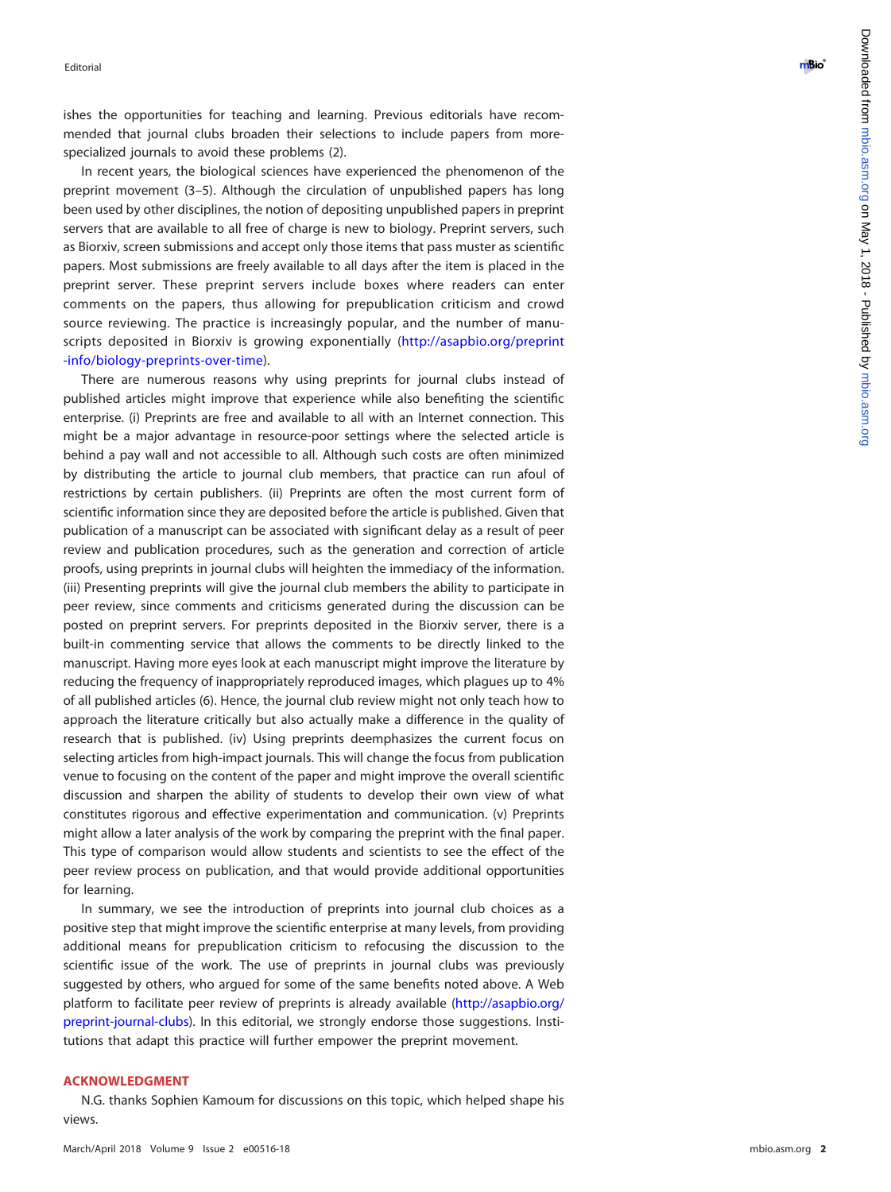ishes the opportunities for teaching and learning. Previous editorials have recommended that journal clubs broaden their selections to include papers from more-specialized journals to avoid these problems (2).

In recent years, the biological sciences have experienced the phenomenon of the preprint movement (3–5). Although the circulation of unpublished papers has long been used by other disciplines, the notion of depositing unpublished papers in preprint servers that are available to all free of charge is new to biology. Preprint servers, such as Biorxiv, screen submissions and accept only those items that pass muster as scientific papers. Most submissions are freely available to all days after the item is placed in the preprint server. These preprint servers include boxes where readers can enter comments on the papers, thus allowing for prepublication criticism and crowd source reviewing. The practice is increasingly popular, and the number of manuscripts deposited in Biorxiv is growing exponentially (http://asapbio.org/preprint-info/biology-preprints-over-time).

There are numerous reasons why using preprints for journal clubs instead of published articles might improve that experience while also benefiting the scientific enterprise. (i) Preprints are free and available to all with an Internet connection. This might be a major advantage in resource-poor settings where the selected article is behind a pay wall and not accessible to all. Although such costs are often minimized by distributing the article to journal club members, that practice can run afoul of restrictions by certain publishers. (ii) Preprints are often the most current form of scientific information since they are deposited before the article is published. Given that publication of a manuscript can be associated with significant delay as a result of peer review and publication procedures, such as the generation and correction of article proofs, using preprints in journal clubs will heighten the immediacy of the information. (iii) Presenting preprints will give the journal club members the ability to participate in peer review, since comments and criticisms generated during the discussion can be posted on preprint servers. For preprints deposited in the Biorxiv server, there is a built-in commenting service that allows the comments to be directly linked to the manuscript. Having more eyes look at each manuscript might improve the literature by reducing the frequency of inappropriately reproduced images, which plagues up to 4% of all published articles (6). Hence, the journal club review might not only teach how to approach the literature critically but also actually make a difference in the quality of research that is published. (iv) Using preprints deemphasizes the current focus on selecting articles from high-impact journals. This will change the focus from publication venue to focusing on the content of the paper and might improve the overall scientific discussion and sharpen the ability of students to develop their own view of what constitutes rigorous and effective experimentation and communication. (v) Preprints might allow a later analysis of the work by comparing the preprint with the final paper. This type of comparison would allow students and scientists to see the effect of the peer review process on publication, and that would provide additional opportunities for learning.

In summary, we see the introduction of preprints into journal club choices as a positive step that might improve the scientific enterprise at many levels, from providing additional means for prepublication criticism to refocusing the discussion to the scientific issue of the work. The use of preprints in journal clubs was previously suggested by others, who argued for some of the same benefits noted above. A Web platform to facilitate peer review of preprints is already available (http://asapbio.org/preprint-journal-clubs). In this editorial, we strongly endorse those suggestions. Institutions that adapt this practice will further empower the preprint movement.

## ACKNOWLEDGMENT

N.G. thanks Sophien Kamoum for discussions on this topic, which helped shape his views.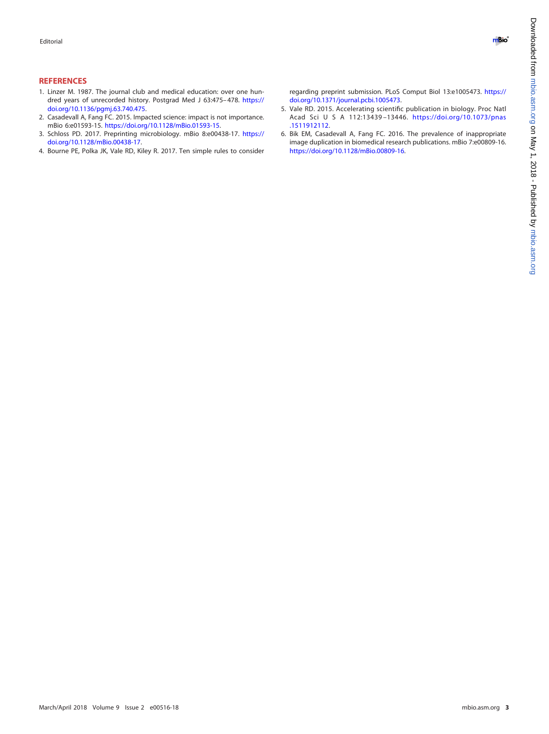## REFERENCES

1. Linzer M. 1987. The journal club and medical education: over one hundred years of unrecorded history. Postgrad Med J 63:475–478. https://doi.org/10.1136/pgmj.63.740.475.
2. Casadevall A, Fang FC. 2015. Impacted science: impact is not importance. mBio 6:e01593-15. https://doi.org/10.1128/mBio.01593-15.
3. Schloss PD. 2017. Preprinting microbiology. mBio 8:e00438-17. https://doi.org/10.1128/mBio.00438-17.
4. Bourne PE, Polka JK, Vale RD, Kiley R. 2017. Ten simple rules to consider regarding preprint submission. PLoS Comput Biol 13:e1005473. https://doi.org/10.1371/journal.pcbi.1005473.
5. Vale RD. 2015. Accelerating scientific publication in biology. Proc Natl Acad Sci U S A 112:13439–13446. https://doi.org/10.1073/pnas.1511912112.
6. Bik EM, Casadevall A, Fang FC. 2016. The prevalence of inappropriate image duplication in biomedical research publications. mBio 7:e00809-16. https://doi.org/10.1128/mBio.00809-16.